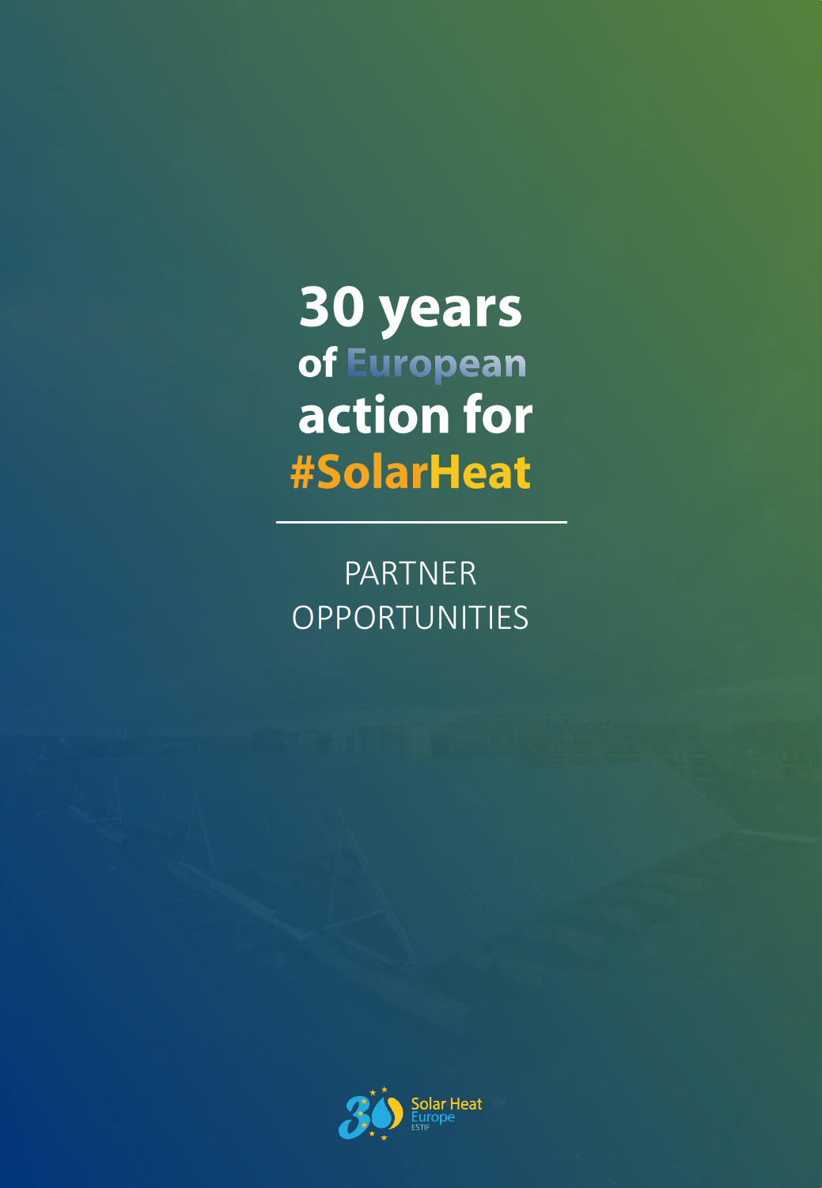# 30 years of European action for #SolarHeat

PARTNER OPPORTUNITIES

Solar Heat Europe
ESTIF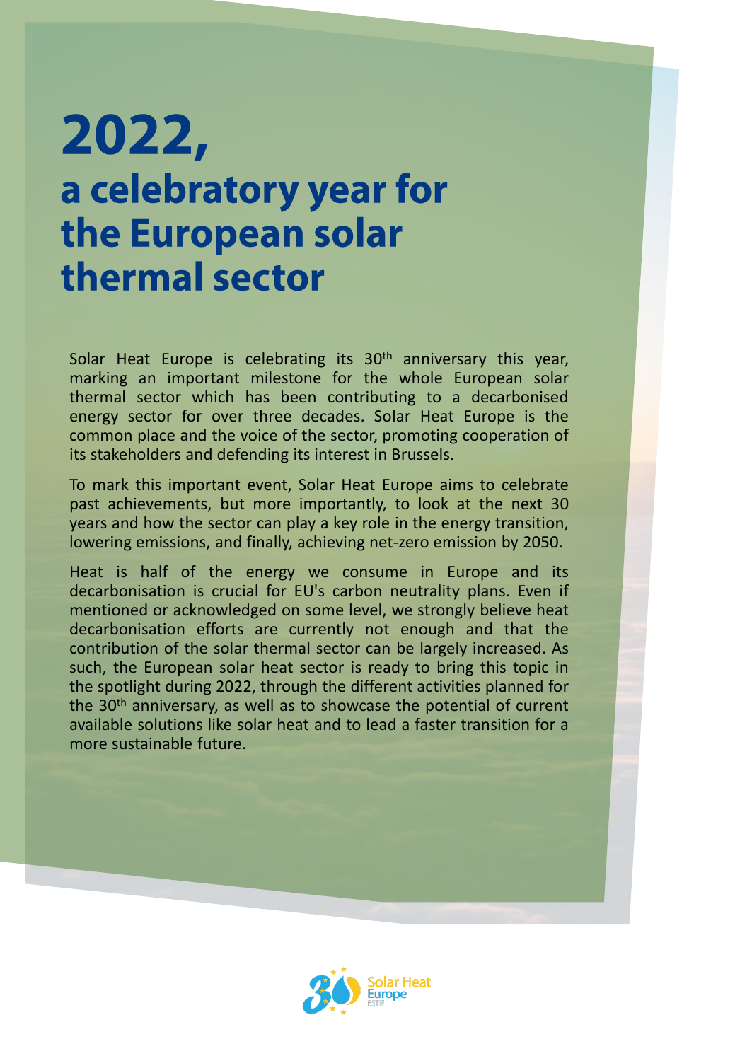# 2022,
## a celebratory year for the European solar thermal sector

Solar Heat Europe is celebrating its 30th anniversary this year, marking an important milestone for the whole European solar thermal sector which has been contributing to a decarbonised energy sector for over three decades. Solar Heat Europe is the common place and the voice of the sector, promoting cooperation of its stakeholders and defending its interest in Brussels.

To mark this important event, Solar Heat Europe aims to celebrate past achievements, but more importantly, to look at the next 30 years and how the sector can play a key role in the energy transition, lowering emissions, and finally, achieving net-zero emission by 2050.

Heat is half of the energy we consume in Europe and its decarbonisation is crucial for EU's carbon neutrality plans. Even if mentioned or acknowledged on some level, we strongly believe heat decarbonisation efforts are currently not enough and that the contribution of the solar thermal sector can be largely increased. As such, the European solar heat sector is ready to bring this topic in the spotlight during 2022, through the different activities planned for the 30th anniversary, as well as to showcase the potential of current available solutions like solar heat and to lead a faster transition for a more sustainable future.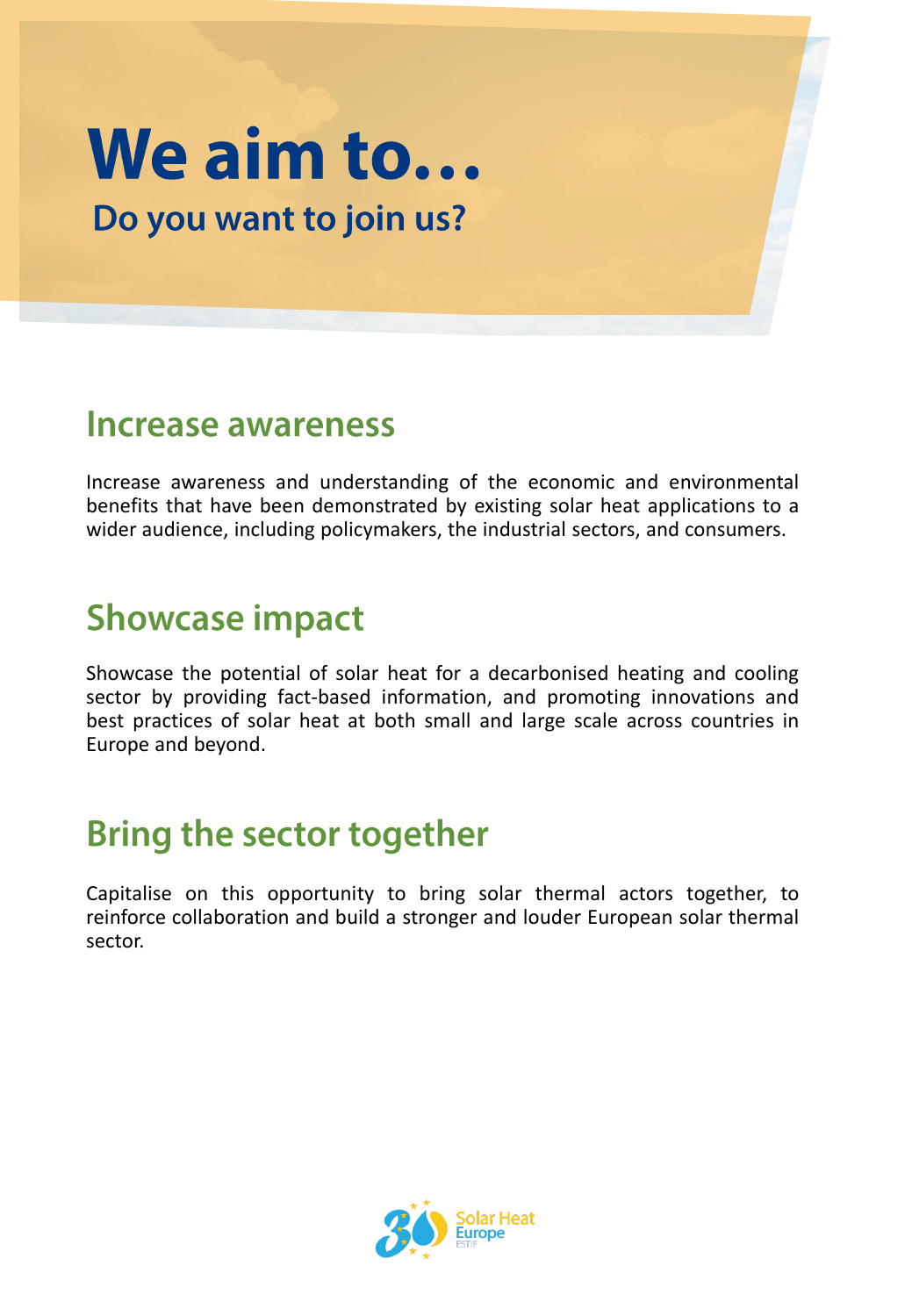# We aim to…

**Do you want to join us?**

## Increase awareness

Increase awareness and understanding of the economic and environmental benefits that have been demonstrated by existing solar heat applications to a wider audience, including policymakers, the industrial sectors, and consumers.

## Showcase impact

Showcase the potential of solar heat for a decarbonised heating and cooling sector by providing fact-based information, and promoting innovations and best practices of solar heat at both small and large scale across countries in Europe and beyond.

## Bring the sector together

Capitalise on this opportunity to bring solar thermal actors together, to reinforce collaboration and build a stronger and louder European solar thermal sector.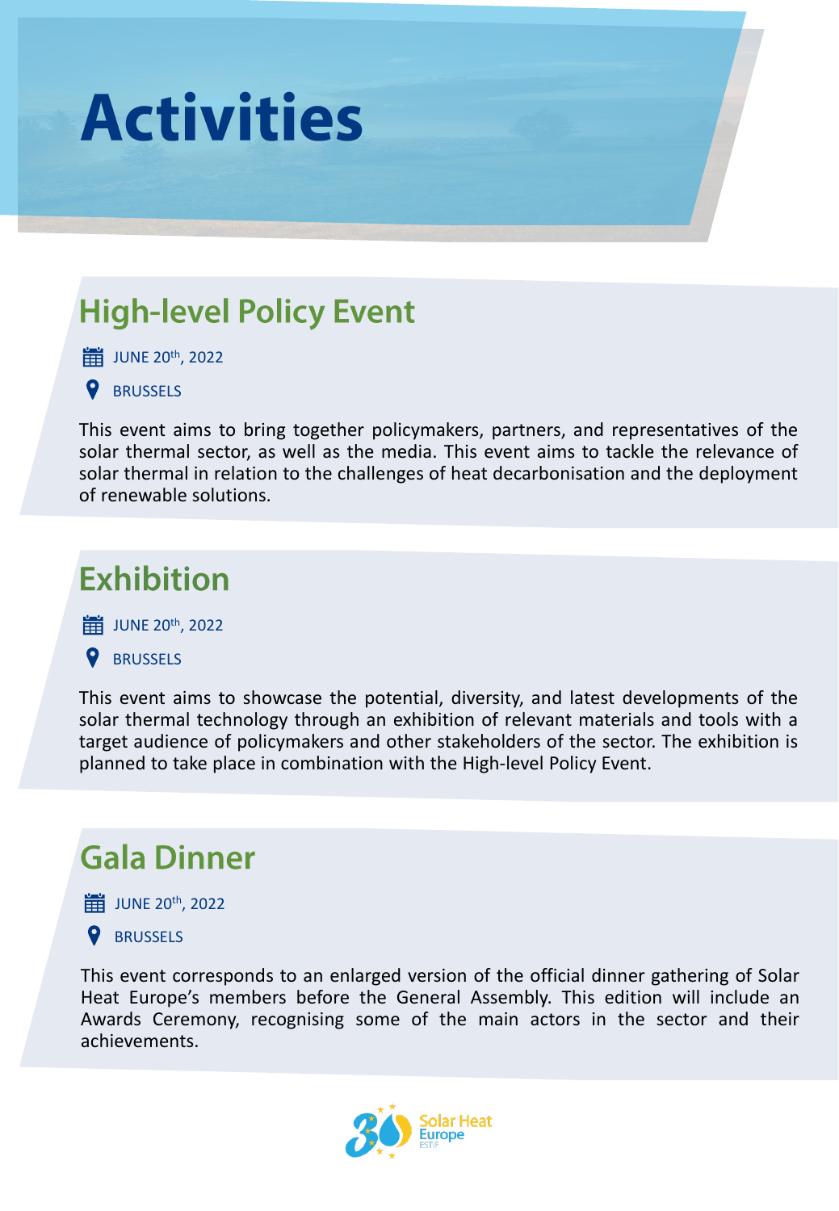# Activities

## High-level Policy Event

JUNE 20th, 2022

BRUSSELS

This event aims to bring together policymakers, partners, and representatives of the solar thermal sector, as well as the media. This event aims to tackle the relevance of solar thermal in relation to the challenges of heat decarbonisation and the deployment of renewable solutions.

## Exhibition

JUNE 20th, 2022

BRUSSELS

This event aims to showcase the potential, diversity, and latest developments of the solar thermal technology through an exhibition of relevant materials and tools with a target audience of policymakers and other stakeholders of the sector. The exhibition is planned to take place in combination with the High-level Policy Event.

## Gala Dinner

JUNE 20th, 2022

BRUSSELS

This event corresponds to an enlarged version of the official dinner gathering of Solar Heat Europe's members before the General Assembly. This edition will include an Awards Ceremony, recognising some of the main actors in the sector and their achievements.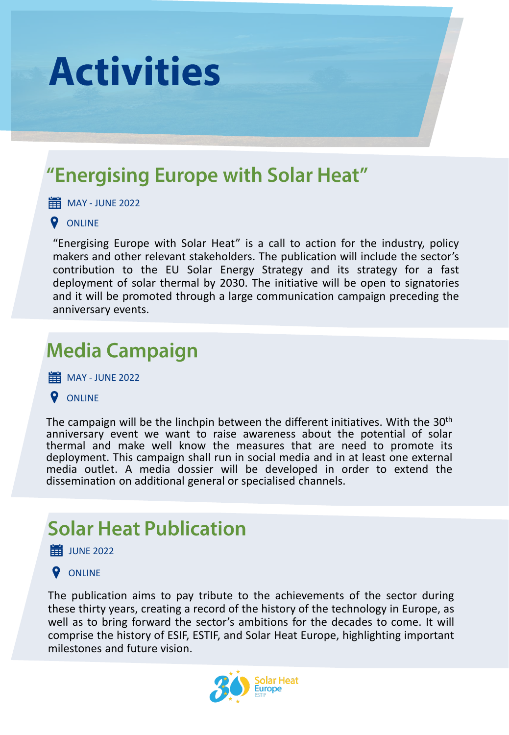# Activities

## “Energising Europe with Solar Heat”

MAY - JUNE 2022

ONLINE

“Energising Europe with Solar Heat” is a call to action for the industry, policy makers and other relevant stakeholders. The publication will include the sector’s contribution to the EU Solar Energy Strategy and its strategy for a fast deployment of solar thermal by 2030. The initiative will be open to signatories and it will be promoted through a large communication campaign preceding the anniversary events.

## Media Campaign

MAY - JUNE 2022

ONLINE

The campaign will be the linchpin between the different initiatives. With the 30th anniversary event we want to raise awareness about the potential of solar thermal and make well know the measures that are need to promote its deployment. This campaign shall run in social media and in at least one external media outlet. A media dossier will be developed in order to extend the dissemination on additional general or specialised channels.

## Solar Heat Publication

JUNE 2022

ONLINE

The publication aims to pay tribute to the achievements of the sector during these thirty years, creating a record of the history of the technology in Europe, as well as to bring forward the sector’s ambitions for the decades to come. It will comprise the history of ESIF, ESTIF, and Solar Heat Europe, highlighting important milestones and future vision.

Solar Heat Europe ESTIF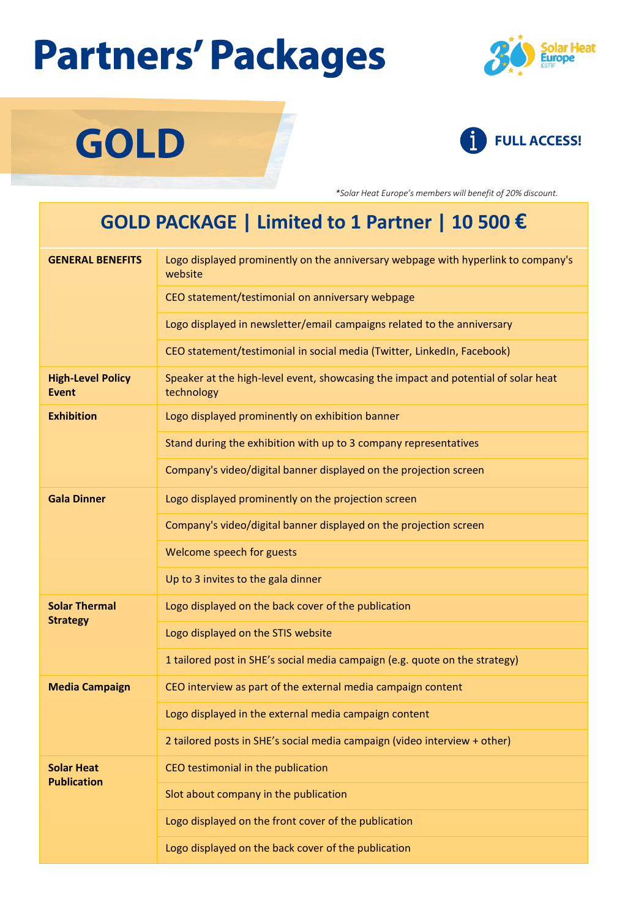# Partners' Packages

## GOLD

**FULL ACCESS!**

*\*Solar Heat Europe's members will benefit of 20% discount.*

| GOLD PACKAGE \| Limited to 1 Partner \| 10 500 € | |
|---|---|
| **GENERAL BENEFITS** | Logo displayed prominently on the anniversary webpage with hyperlink to company's website |
| | CEO statement/testimonial on anniversary webpage |
| | Logo displayed in newsletter/email campaigns related to the anniversary |
| | CEO statement/testimonial in social media (Twitter, LinkedIn, Facebook) |
| **High-Level Policy Event** | Speaker at the high-level event, showcasing the impact and potential of solar heat technology |
| **Exhibition** | Logo displayed prominently on exhibition banner |
| | Stand during the exhibition with up to 3 company representatives |
| | Company's video/digital banner displayed on the projection screen |
| **Gala Dinner** | Logo displayed prominently on the projection screen |
| | Company's video/digital banner displayed on the projection screen |
| | Welcome speech for guests |
| | Up to 3 invites to the gala dinner |
| **Solar Thermal Strategy** | Logo displayed on the back cover of the publication |
| | Logo displayed on the STIS website |
| | 1 tailored post in SHE's social media campaign (e.g. quote on the strategy) |
| **Media Campaign** | CEO interview as part of the external media campaign content |
| | Logo displayed in the external media campaign content |
| | 2 tailored posts in SHE's social media campaign (video interview + other) |
| **Solar Heat Publication** | CEO testimonial in the publication |
| | Slot about company in the publication |
| | Logo displayed on the front cover of the publication |
| | Logo displayed on the back cover of the publication |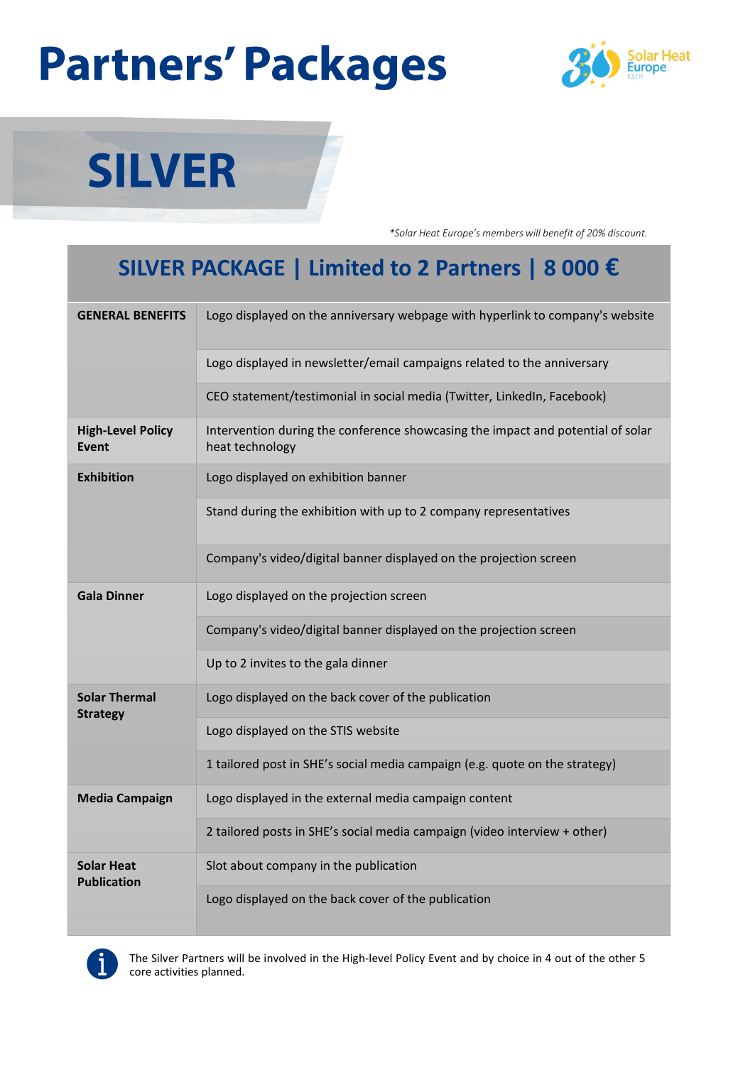# Partners' Packages

## SILVER

*\*Solar Heat Europe's members will benefit of 20% discount.*

| SILVER PACKAGE \| Limited to 2 Partners \| 8 000 € | |
|---|---|
| **GENERAL BENEFITS** | Logo displayed on the anniversary webpage with hyperlink to company's website |
| | Logo displayed in newsletter/email campaigns related to the anniversary |
| | CEO statement/testimonial in social media (Twitter, LinkedIn, Facebook) |
| **High-Level Policy Event** | Intervention during the conference showcasing the impact and potential of solar heat technology |
| **Exhibition** | Logo displayed on exhibition banner |
| | Stand during the exhibition with up to 2 company representatives |
| | Company's video/digital banner displayed on the projection screen |
| **Gala Dinner** | Logo displayed on the projection screen |
| | Company's video/digital banner displayed on the projection screen |
| | Up to 2 invites to the gala dinner |
| **Solar Thermal Strategy** | Logo displayed on the back cover of the publication |
| | Logo displayed on the STIS website |
| | 1 tailored post in SHE's social media campaign (e.g. quote on the strategy) |
| **Media Campaign** | Logo displayed in the external media campaign content |
| | 2 tailored posts in SHE's social media campaign (video interview + other) |
| **Solar Heat Publication** | Slot about company in the publication |
| | Logo displayed on the back cover of the publication |

The Silver Partners will be involved in the High-level Policy Event and by choice in 4 out of the other 5 core activities planned.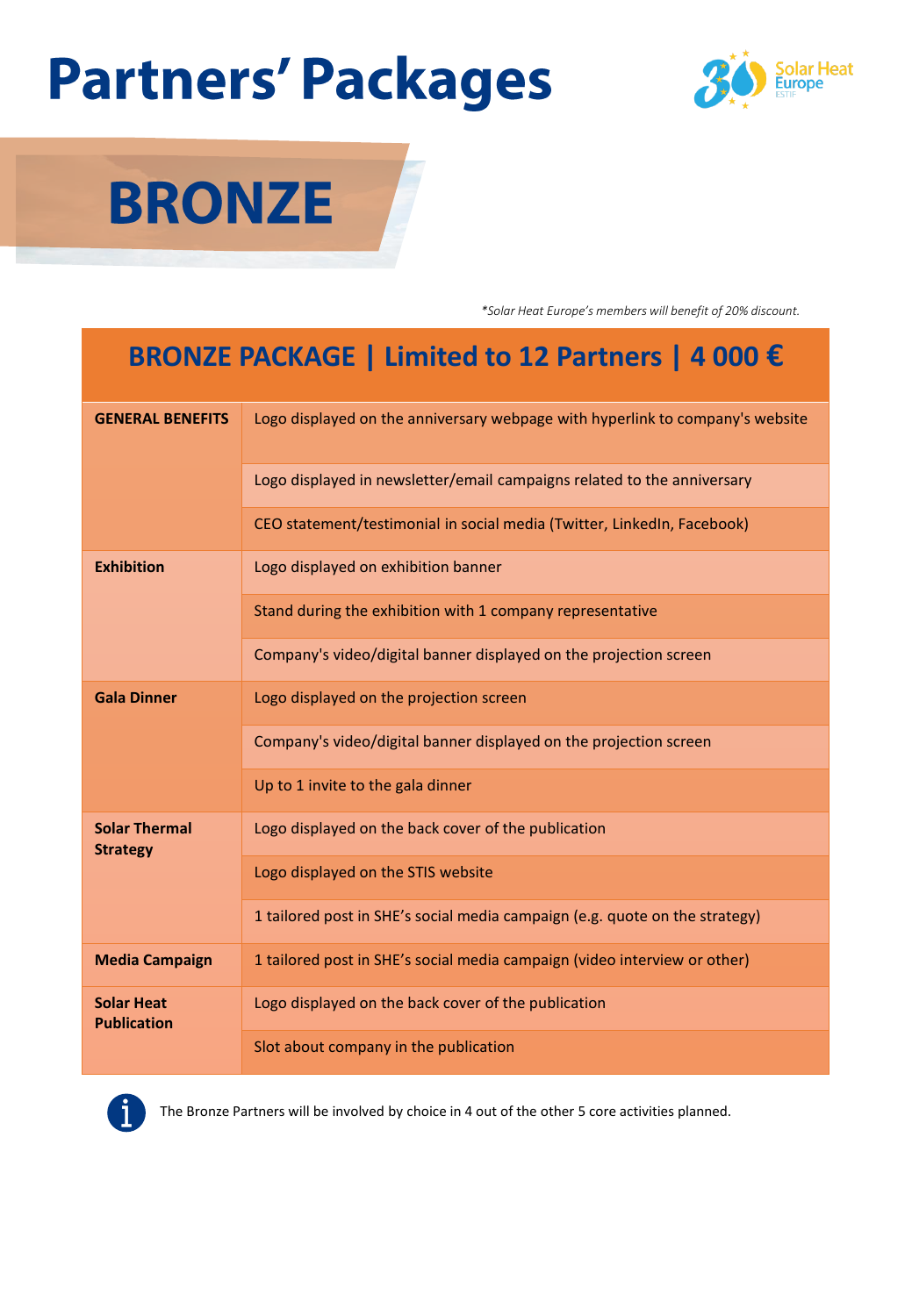# Partners' Packages

## BRONZE

*\*Solar Heat Europe's members will benefit of 20% discount.*

| BRONZE PACKAGE \| Limited to 12 Partners \| 4 000 € | |
|---|---|
| **GENERAL BENEFITS** | Logo displayed on the anniversary webpage with hyperlink to company's website |
| | Logo displayed in newsletter/email campaigns related to the anniversary |
| | CEO statement/testimonial in social media (Twitter, LinkedIn, Facebook) |
| **Exhibition** | Logo displayed on exhibition banner |
| | Stand during the exhibition with 1 company representative |
| | Company's video/digital banner displayed on the projection screen |
| **Gala Dinner** | Logo displayed on the projection screen |
| | Company's video/digital banner displayed on the projection screen |
| | Up to 1 invite to the gala dinner |
| **Solar Thermal Strategy** | Logo displayed on the back cover of the publication |
| | Logo displayed on the STIS website |
| | 1 tailored post in SHE's social media campaign (e.g. quote on the strategy) |
| **Media Campaign** | 1 tailored post in SHE's social media campaign (video interview or other) |
| **Solar Heat Publication** | Logo displayed on the back cover of the publication |
| | Slot about company in the publication |

The Bronze Partners will be involved by choice in 4 out of the other 5 core activities planned.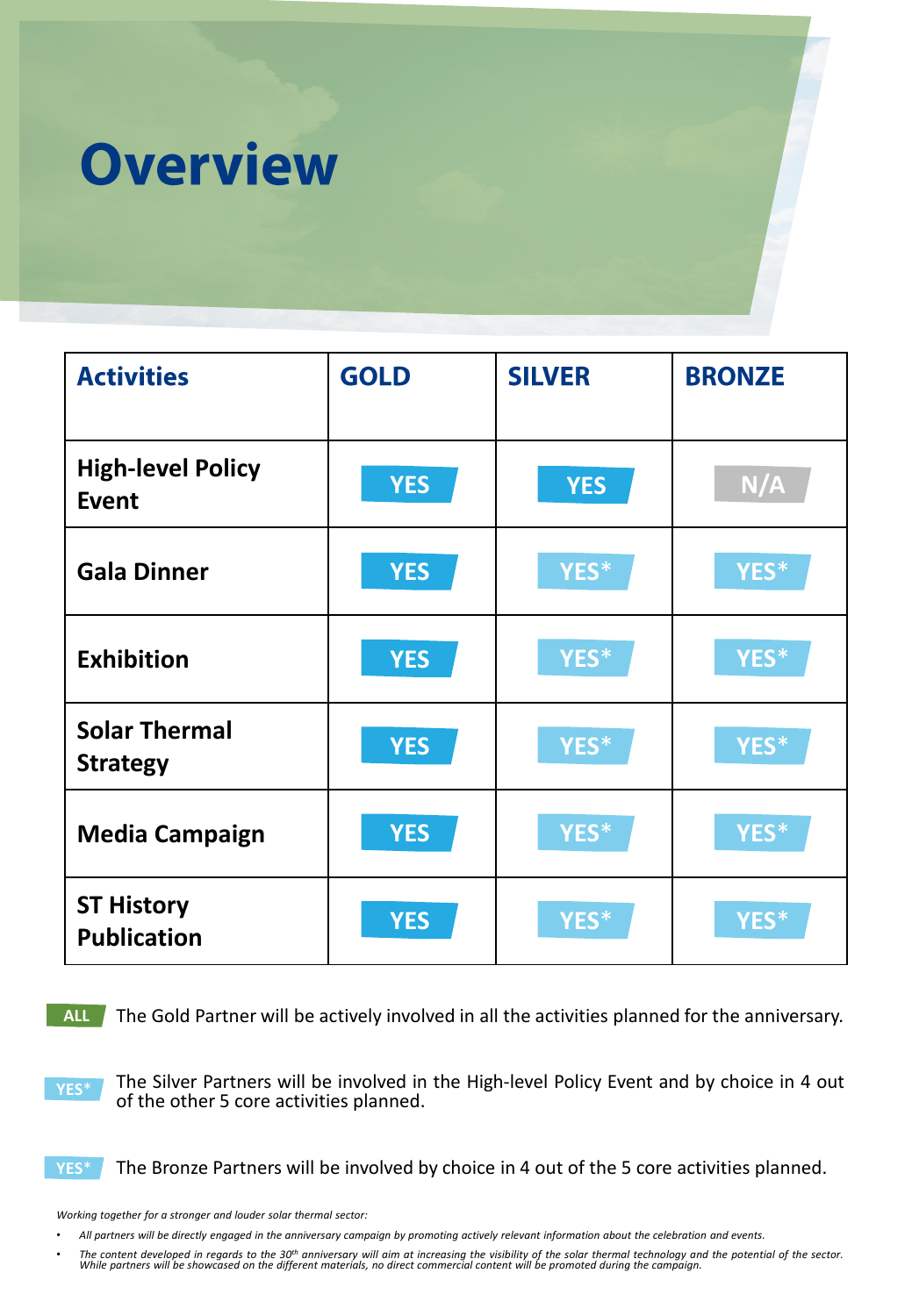# Overview

| Activities | GOLD | SILVER | BRONZE |
|---|---|---|---|
| High-level Policy Event | YES | YES | N/A |
| Gala Dinner | YES | YES* | YES* |
| Exhibition | YES | YES* | YES* |
| Solar Thermal Strategy | YES | YES* | YES* |
| Media Campaign | YES | YES* | YES* |
| ST History Publication | YES | YES* | YES* |

ALL The Gold Partner will be actively involved in all the activities planned for the anniversary.

YES* The Silver Partners will be involved in the High-level Policy Event and by choice in 4 out of the other 5 core activities planned.

YES* The Bronze Partners will be involved by choice in 4 out of the 5 core activities planned.

*Working together for a stronger and louder solar thermal sector:*

- *All partners will be directly engaged in the anniversary campaign by promoting actively relevant information about the celebration and events.*
- *The content developed in regards to the 30th anniversary will aim at increasing the visibility of the solar thermal technology and the potential of the sector. While partners will be showcased on the different materials, no direct commercial content will be promoted during the campaign.*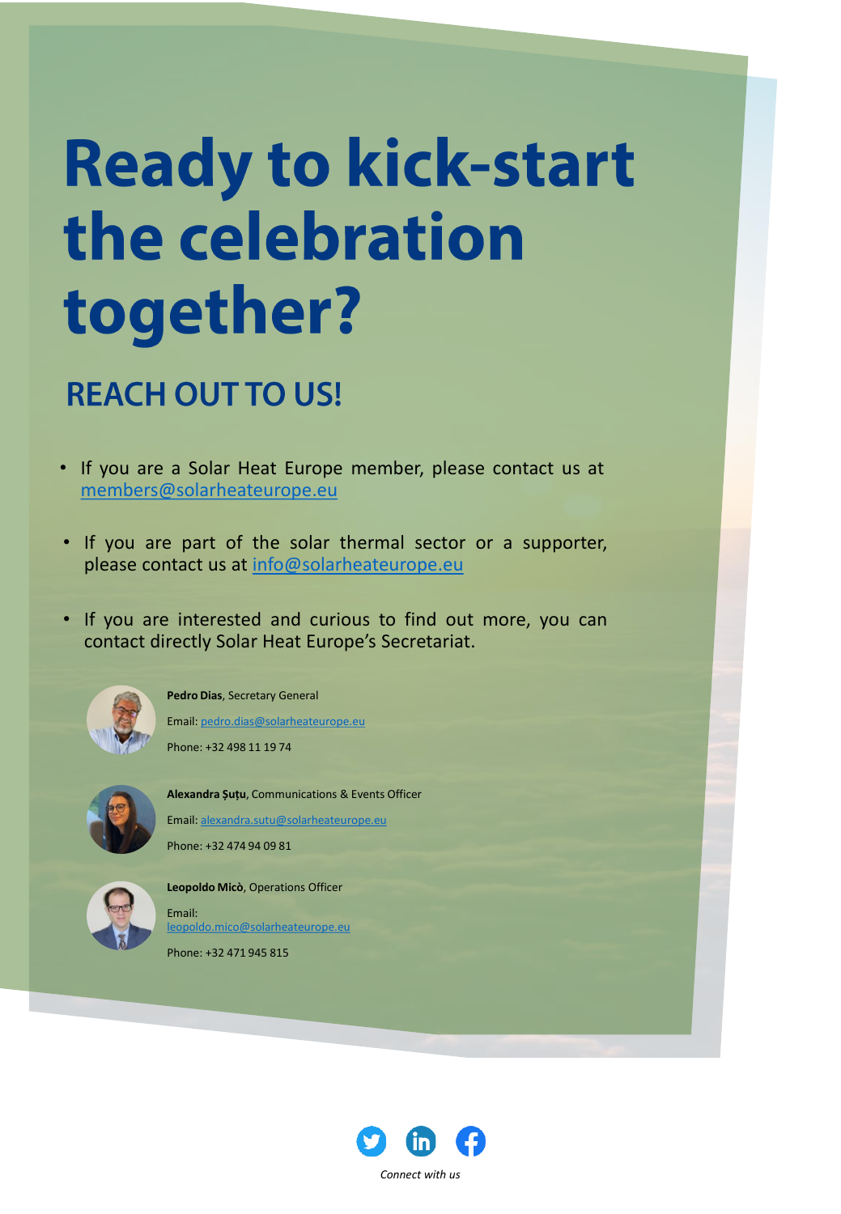# Ready to kick-start the celebration together?

## REACH OUT TO US!

- If you are a Solar Heat Europe member, please contact us at members@solarheateurope.eu
- If you are part of the solar thermal sector or a supporter, please contact us at info@solarheateurope.eu
- If you are interested and curious to find out more, you can contact directly Solar Heat Europe's Secretariat.

**Pedro Dias**, Secretary General

Email: pedro.dias@solarheateurope.eu

Phone: +32 498 11 19 74

**Alexandra Șuțu**, Communications & Events Officer

Email: alexandra.sutu@solarheateurope.eu

Phone: +32 474 94 09 81

**Leopoldo Micò**, Operations Officer

Email: leopoldo.mico@solarheateurope.eu

Phone: +32 471 945 815

*Connect with us*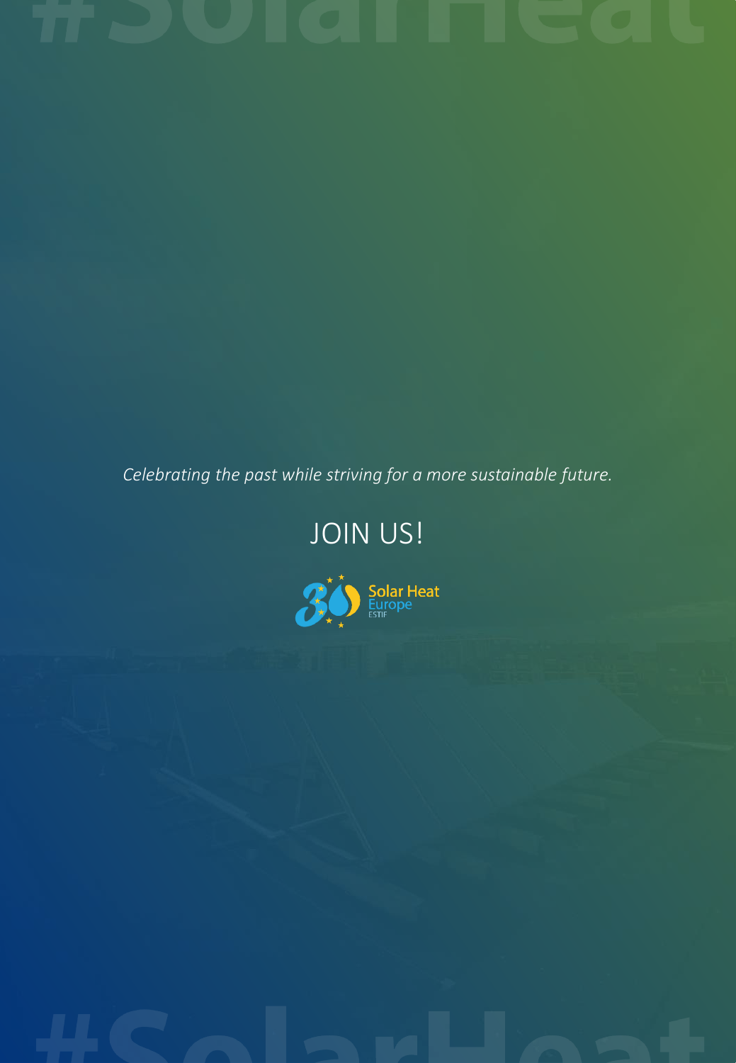*Celebrating the past while striving for a more sustainable future.*

JOIN US!